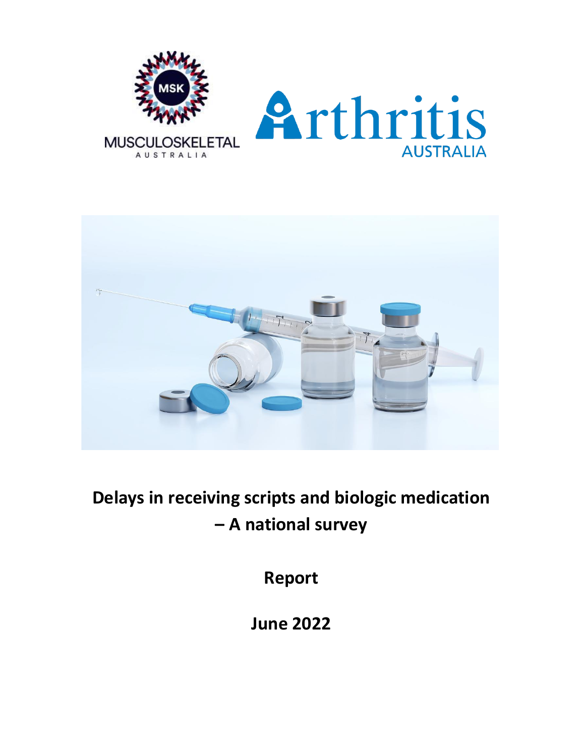# Delays in receiving scripts and biologic medication – A national survey

**Report**

**June 2022**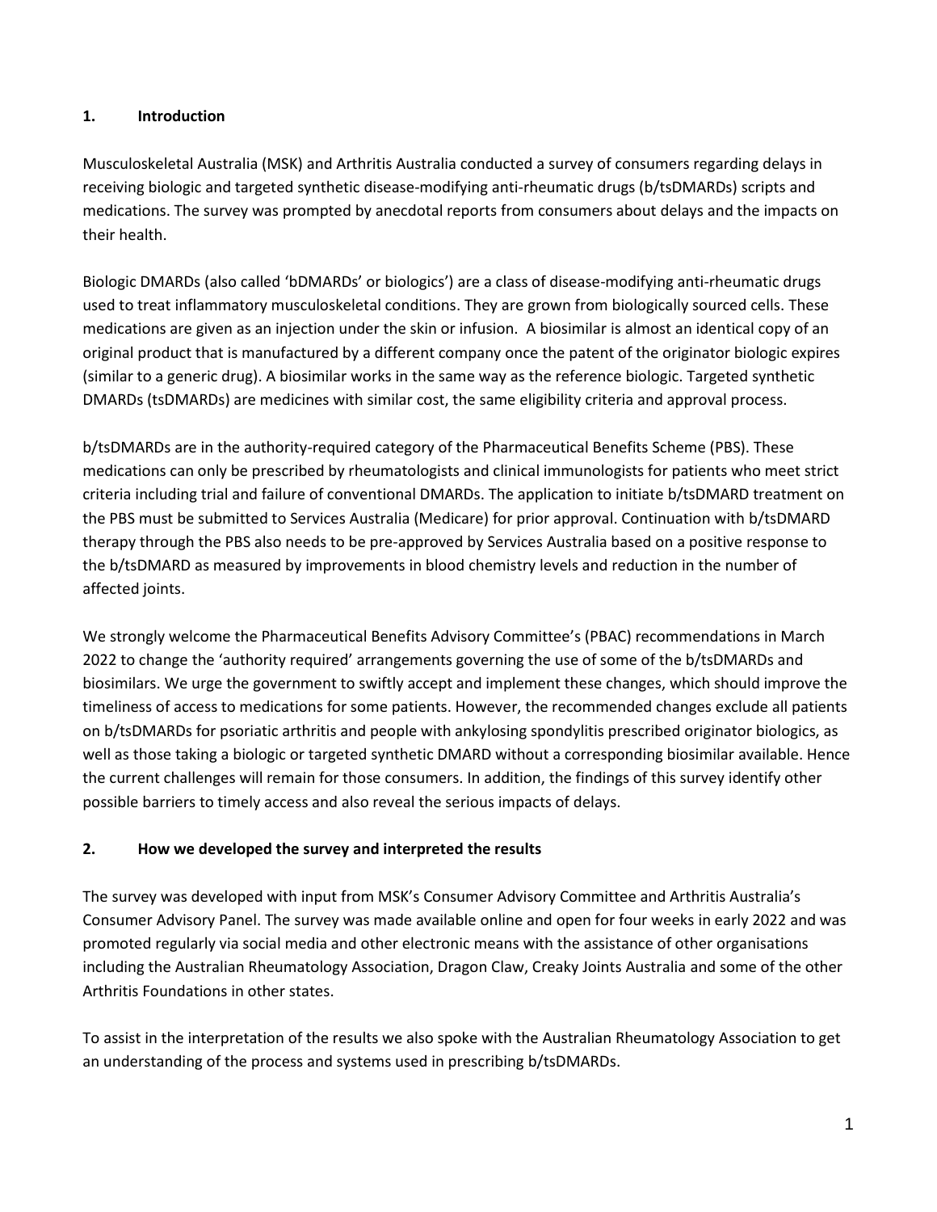## 1. Introduction

Musculoskeletal Australia (MSK) and Arthritis Australia conducted a survey of consumers regarding delays in receiving biologic and targeted synthetic disease-modifying anti-rheumatic drugs (b/tsDMARDs) scripts and medications. The survey was prompted by anecdotal reports from consumers about delays and the impacts on their health.

Biologic DMARDs (also called 'bDMARDs' or biologics') are a class of disease-modifying anti-rheumatic drugs used to treat inflammatory musculoskeletal conditions. They are grown from biologically sourced cells. These medications are given as an injection under the skin or infusion. A biosimilar is almost an identical copy of an original product that is manufactured by a different company once the patent of the originator biologic expires (similar to a generic drug). A biosimilar works in the same way as the reference biologic. Targeted synthetic DMARDs (tsDMARDs) are medicines with similar cost, the same eligibility criteria and approval process.

b/tsDMARDs are in the authority-required category of the Pharmaceutical Benefits Scheme (PBS). These medications can only be prescribed by rheumatologists and clinical immunologists for patients who meet strict criteria including trial and failure of conventional DMARDs. The application to initiate b/tsDMARD treatment on the PBS must be submitted to Services Australia (Medicare) for prior approval. Continuation with b/tsDMARD therapy through the PBS also needs to be pre-approved by Services Australia based on a positive response to the b/tsDMARD as measured by improvements in blood chemistry levels and reduction in the number of affected joints.

We strongly welcome the Pharmaceutical Benefits Advisory Committee's (PBAC) recommendations in March 2022 to change the 'authority required' arrangements governing the use of some of the b/tsDMARDs and biosimilars. We urge the government to swiftly accept and implement these changes, which should improve the timeliness of access to medications for some patients. However, the recommended changes exclude all patients on b/tsDMARDs for psoriatic arthritis and people with ankylosing spondylitis prescribed originator biologics, as well as those taking a biologic or targeted synthetic DMARD without a corresponding biosimilar available. Hence the current challenges will remain for those consumers. In addition, the findings of this survey identify other possible barriers to timely access and also reveal the serious impacts of delays.

## 2. How we developed the survey and interpreted the results

The survey was developed with input from MSK's Consumer Advisory Committee and Arthritis Australia's Consumer Advisory Panel. The survey was made available online and open for four weeks in early 2022 and was promoted regularly via social media and other electronic means with the assistance of other organisations including the Australian Rheumatology Association, Dragon Claw, Creaky Joints Australia and some of the other Arthritis Foundations in other states.

To assist in the interpretation of the results we also spoke with the Australian Rheumatology Association to get an understanding of the process and systems used in prescribing b/tsDMARDs.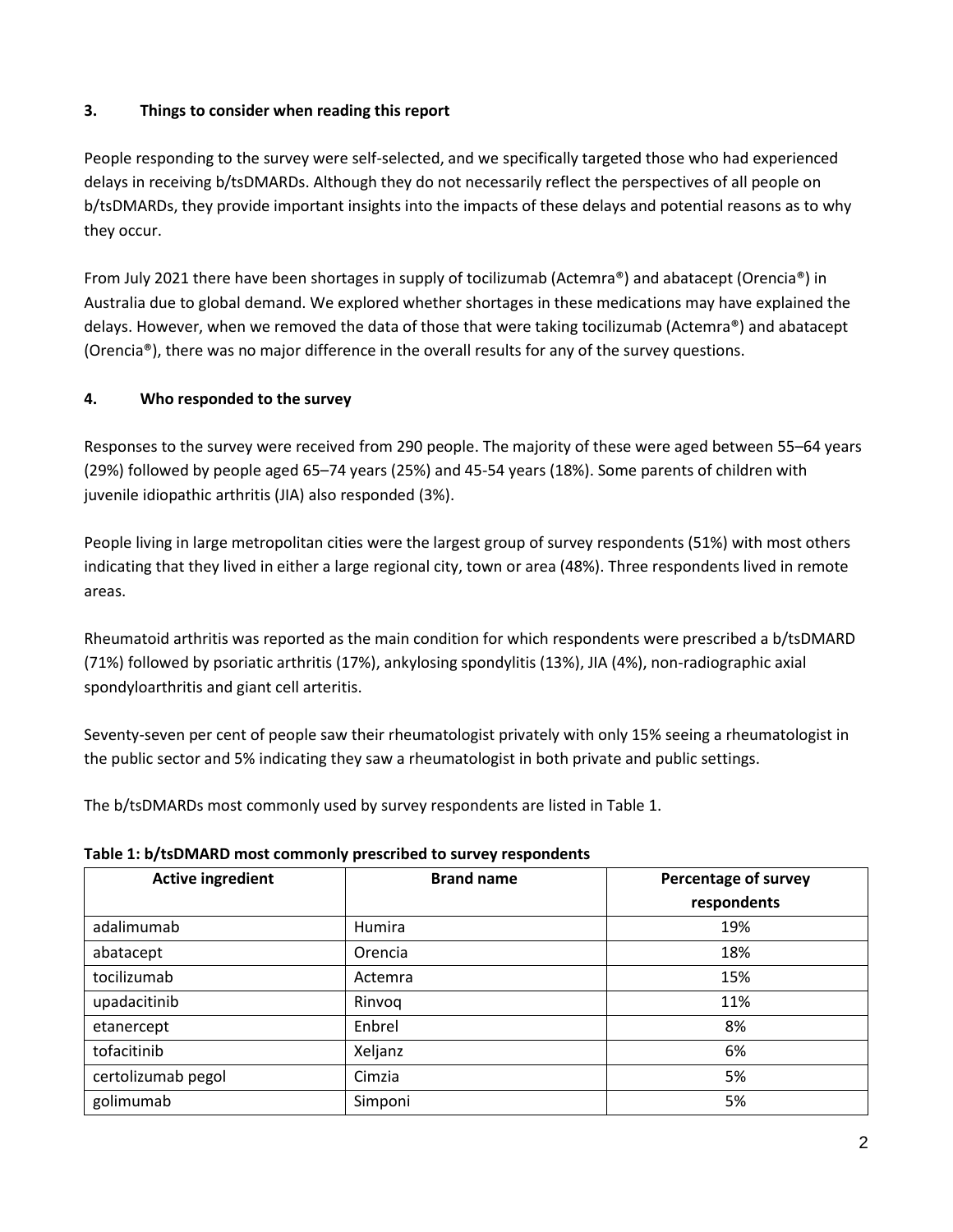## 3. Things to consider when reading this report

People responding to the survey were self-selected, and we specifically targeted those who had experienced delays in receiving b/tsDMARDs. Although they do not necessarily reflect the perspectives of all people on b/tsDMARDs, they provide important insights into the impacts of these delays and potential reasons as to why they occur.

From July 2021 there have been shortages in supply of tocilizumab (Actemra®) and abatacept (Orencia®) in Australia due to global demand. We explored whether shortages in these medications may have explained the delays. However, when we removed the data of those that were taking tocilizumab (Actemra®) and abatacept (Orencia®), there was no major difference in the overall results for any of the survey questions.

## 4. Who responded to the survey

Responses to the survey were received from 290 people. The majority of these were aged between 55–64 years (29%) followed by people aged 65–74 years (25%) and 45-54 years (18%). Some parents of children with juvenile idiopathic arthritis (JIA) also responded (3%).

People living in large metropolitan cities were the largest group of survey respondents (51%) with most others indicating that they lived in either a large regional city, town or area (48%). Three respondents lived in remote areas.

Rheumatoid arthritis was reported as the main condition for which respondents were prescribed a b/tsDMARD (71%) followed by psoriatic arthritis (17%), ankylosing spondylitis (13%), JIA (4%), non-radiographic axial spondyloarthritis and giant cell arteritis.

Seventy-seven per cent of people saw their rheumatologist privately with only 15% seeing a rheumatologist in the public sector and 5% indicating they saw a rheumatologist in both private and public settings.

The b/tsDMARDs most commonly used by survey respondents are listed in Table 1.

**Table 1: b/tsDMARD most commonly prescribed to survey respondents**

| Active ingredient | Brand name | Percentage of survey respondents |
|---|---|---|
| adalimumab | Humira | 19% |
| abatacept | Orencia | 18% |
| tocilizumab | Actemra | 15% |
| upadacitinib | Rinvoq | 11% |
| etanercept | Enbrel | 8% |
| tofacitinib | Xeljanz | 6% |
| certolizumab pegol | Cimzia | 5% |
| golimumab | Simponi | 5% |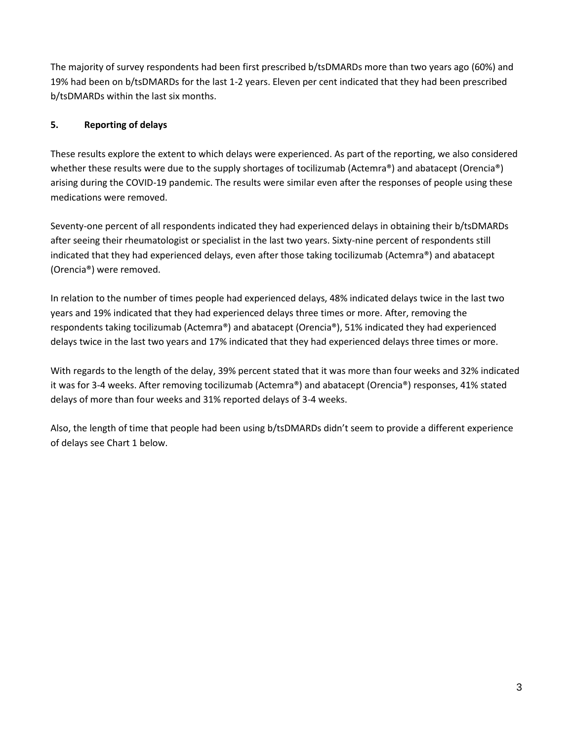The majority of survey respondents had been first prescribed b/tsDMARDs more than two years ago (60%) and 19% had been on b/tsDMARDs for the last 1-2 years. Eleven per cent indicated that they had been prescribed b/tsDMARDs within the last six months.

## 5. Reporting of delays

These results explore the extent to which delays were experienced. As part of the reporting, we also considered whether these results were due to the supply shortages of tocilizumab (Actemra®) and abatacept (Orencia®) arising during the COVID-19 pandemic. The results were similar even after the responses of people using these medications were removed.

Seventy-one percent of all respondents indicated they had experienced delays in obtaining their b/tsDMARDs after seeing their rheumatologist or specialist in the last two years. Sixty-nine percent of respondents still indicated that they had experienced delays, even after those taking tocilizumab (Actemra®) and abatacept (Orencia®) were removed.

In relation to the number of times people had experienced delays, 48% indicated delays twice in the last two years and 19% indicated that they had experienced delays three times or more. After, removing the respondents taking tocilizumab (Actemra®) and abatacept (Orencia®), 51% indicated they had experienced delays twice in the last two years and 17% indicated that they had experienced delays three times or more.

With regards to the length of the delay, 39% percent stated that it was more than four weeks and 32% indicated it was for 3-4 weeks. After removing tocilizumab (Actemra®) and abatacept (Orencia®) responses, 41% stated delays of more than four weeks and 31% reported delays of 3-4 weeks.

Also, the length of time that people had been using b/tsDMARDs didn't seem to provide a different experience of delays see Chart 1 below.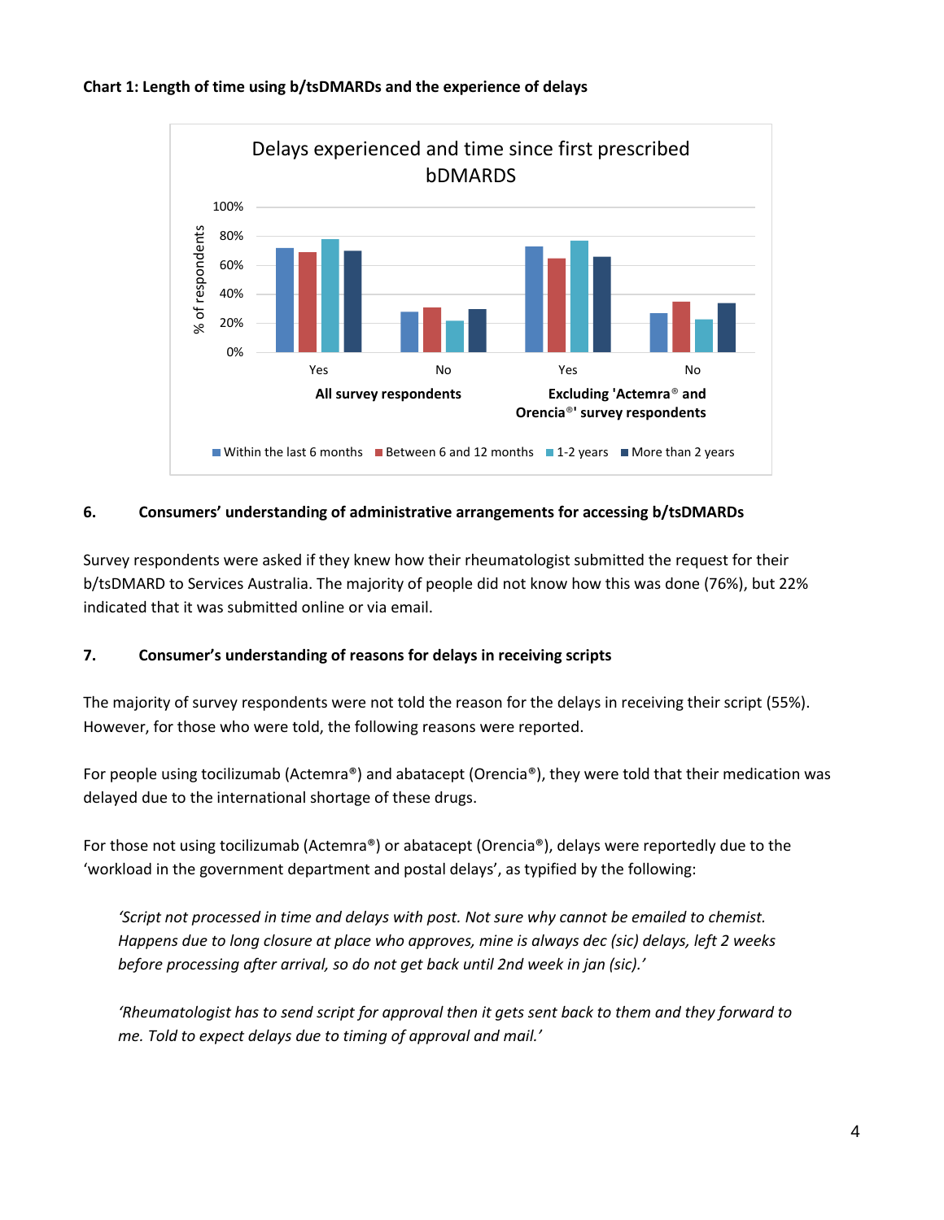**Chart 1: Length of time using b/tsDMARDs and the experience of delays**

### 6. Consumers' understanding of administrative arrangements for accessing b/tsDMARDs

Survey respondents were asked if they knew how their rheumatologist submitted the request for their b/tsDMARD to Services Australia. The majority of people did not know how this was done (76%), but 22% indicated that it was submitted online or via email.

### 7. Consumer's understanding of reasons for delays in receiving scripts

The majority of survey respondents were not told the reason for the delays in receiving their script (55%). However, for those who were told, the following reasons were reported.

For people using tocilizumab (Actemra®) and abatacept (Orencia®), they were told that their medication was delayed due to the international shortage of these drugs.

For those not using tocilizumab (Actemra®) or abatacept (Orencia®), delays were reportedly due to the 'workload in the government department and postal delays', as typified by the following:

> *'Script not processed in time and delays with post. Not sure why cannot be emailed to chemist. Happens due to long closure at place who approves, mine is always dec (sic) delays, left 2 weeks before processing after arrival, so do not get back until 2nd week in jan (sic).'*

> *'Rheumatologist has to send script for approval then it gets sent back to them and they forward to me. Told to expect delays due to timing of approval and mail.'*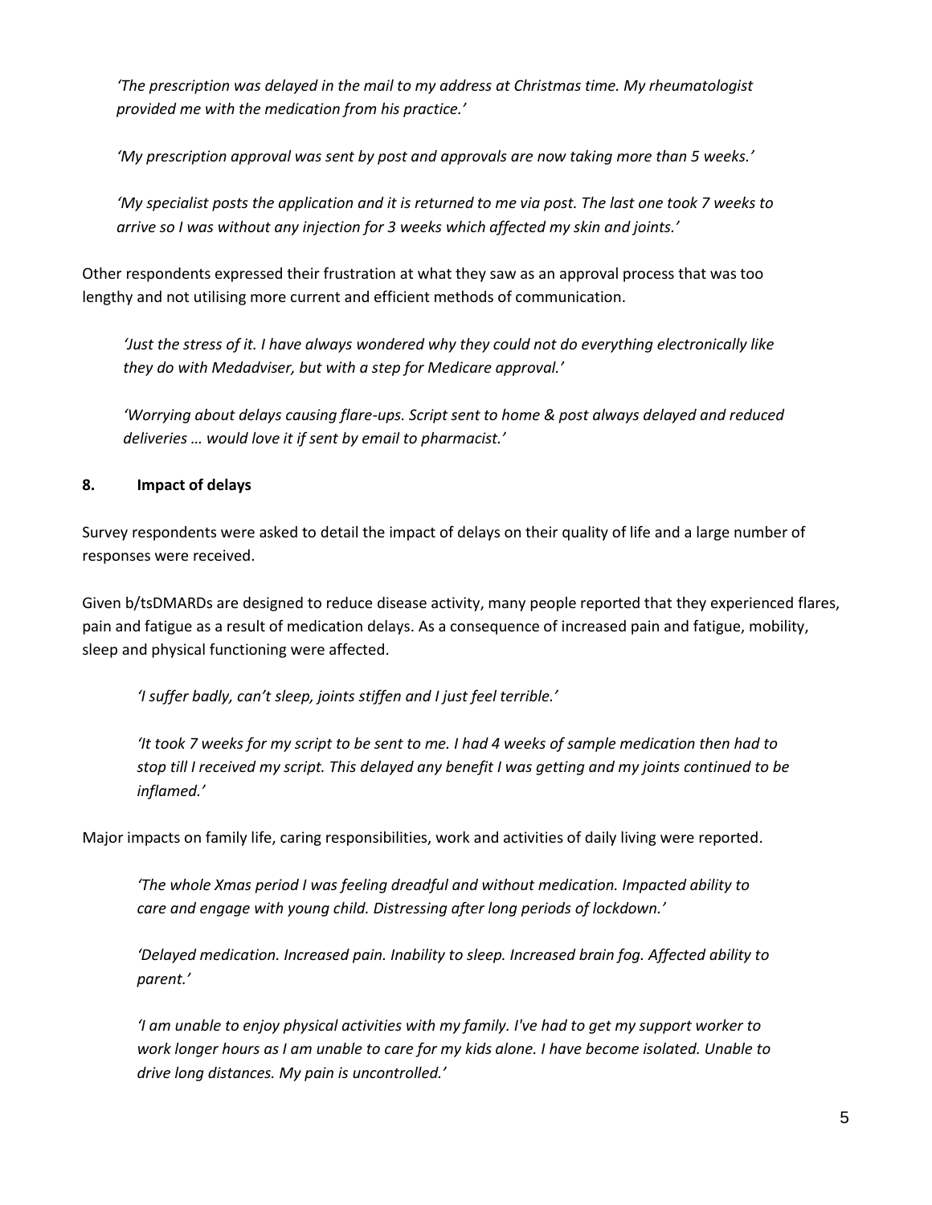*'The prescription was delayed in the mail to my address at Christmas time. My rheumatologist provided me with the medication from his practice.'*

*'My prescription approval was sent by post and approvals are now taking more than 5 weeks.'*

*'My specialist posts the application and it is returned to me via post. The last one took 7 weeks to arrive so I was without any injection for 3 weeks which affected my skin and joints.'*

Other respondents expressed their frustration at what they saw as an approval process that was too lengthy and not utilising more current and efficient methods of communication.

*'Just the stress of it. I have always wondered why they could not do everything electronically like they do with Medadviser, but with a step for Medicare approval.'*

*'Worrying about delays causing flare-ups. Script sent to home & post always delayed and reduced deliveries … would love it if sent by email to pharmacist.'*

## 8. Impact of delays

Survey respondents were asked to detail the impact of delays on their quality of life and a large number of responses were received.

Given b/tsDMARDs are designed to reduce disease activity, many people reported that they experienced flares, pain and fatigue as a result of medication delays. As a consequence of increased pain and fatigue, mobility, sleep and physical functioning were affected.

*'I suffer badly, can't sleep, joints stiffen and I just feel terrible.'*

*'It took 7 weeks for my script to be sent to me. I had 4 weeks of sample medication then had to stop till I received my script. This delayed any benefit I was getting and my joints continued to be inflamed.'*

Major impacts on family life, caring responsibilities, work and activities of daily living were reported.

*'The whole Xmas period I was feeling dreadful and without medication. Impacted ability to care and engage with young child. Distressing after long periods of lockdown.'*

*'Delayed medication. Increased pain. Inability to sleep. Increased brain fog. Affected ability to parent.'*

*'I am unable to enjoy physical activities with my family. I've had to get my support worker to work longer hours as I am unable to care for my kids alone. I have become isolated. Unable to drive long distances. My pain is uncontrolled.'*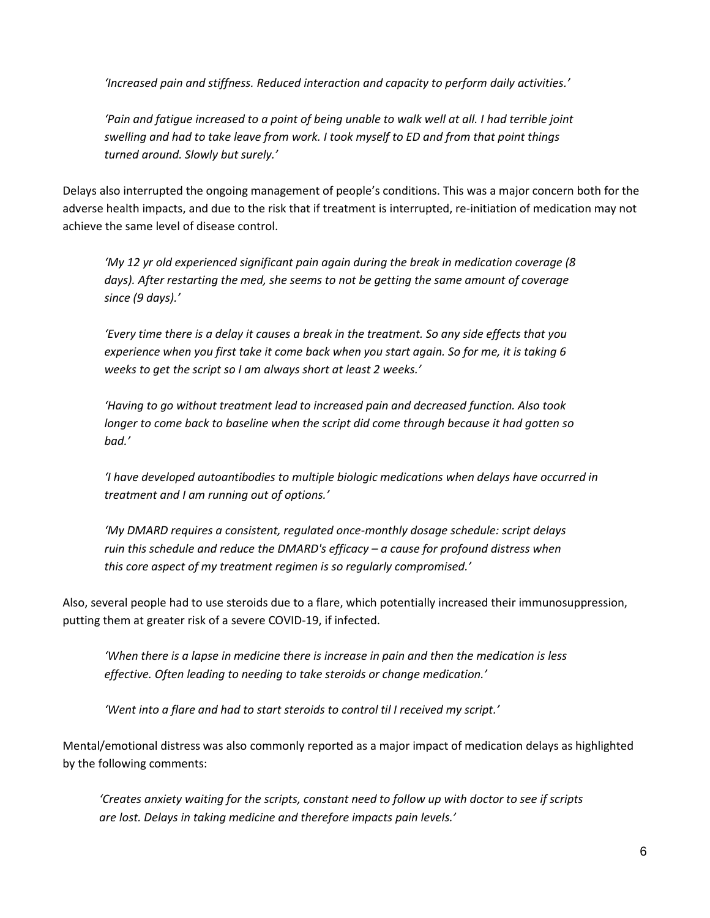*'Increased pain and stiffness. Reduced interaction and capacity to perform daily activities.'*

*'Pain and fatigue increased to a point of being unable to walk well at all. I had terrible joint swelling and had to take leave from work. I took myself to ED and from that point things turned around. Slowly but surely.'*

Delays also interrupted the ongoing management of people's conditions. This was a major concern both for the adverse health impacts, and due to the risk that if treatment is interrupted, re-initiation of medication may not achieve the same level of disease control.

*'My 12 yr old experienced significant pain again during the break in medication coverage (8 days). After restarting the med, she seems to not be getting the same amount of coverage since (9 days).'*

*'Every time there is a delay it causes a break in the treatment. So any side effects that you experience when you first take it come back when you start again. So for me, it is taking 6 weeks to get the script so I am always short at least 2 weeks.'*

*'Having to go without treatment lead to increased pain and decreased function. Also took longer to come back to baseline when the script did come through because it had gotten so bad.'*

*'I have developed autoantibodies to multiple biologic medications when delays have occurred in treatment and I am running out of options.'*

*'My DMARD requires a consistent, regulated once-monthly dosage schedule: script delays ruin this schedule and reduce the DMARD's efficacy – a cause for profound distress when this core aspect of my treatment regimen is so regularly compromised.'*

Also, several people had to use steroids due to a flare, which potentially increased their immunosuppression, putting them at greater risk of a severe COVID-19, if infected.

*'When there is a lapse in medicine there is increase in pain and then the medication is less effective. Often leading to needing to take steroids or change medication.'*

*'Went into a flare and had to start steroids to control til I received my script.'*

Mental/emotional distress was also commonly reported as a major impact of medication delays as highlighted by the following comments:

*'Creates anxiety waiting for the scripts, constant need to follow up with doctor to see if scripts are lost. Delays in taking medicine and therefore impacts pain levels.'*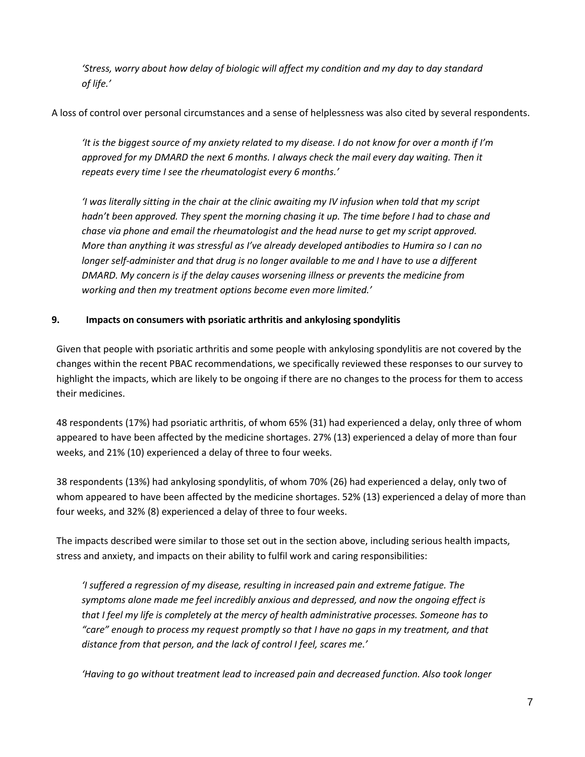*'Stress, worry about how delay of biologic will affect my condition and my day to day standard of life.'*

A loss of control over personal circumstances and a sense of helplessness was also cited by several respondents.

*'It is the biggest source of my anxiety related to my disease. I do not know for over a month if I'm approved for my DMARD the next 6 months. I always check the mail every day waiting. Then it repeats every time I see the rheumatologist every 6 months.'*

*'I was literally sitting in the chair at the clinic awaiting my IV infusion when told that my script hadn't been approved. They spent the morning chasing it up. The time before I had to chase and chase via phone and email the rheumatologist and the head nurse to get my script approved. More than anything it was stressful as I've already developed antibodies to Humira so I can no longer self-administer and that drug is no longer available to me and I have to use a different DMARD. My concern is if the delay causes worsening illness or prevents the medicine from working and then my treatment options become even more limited.'*

## 9. Impacts on consumers with psoriatic arthritis and ankylosing spondylitis

Given that people with psoriatic arthritis and some people with ankylosing spondylitis are not covered by the changes within the recent PBAC recommendations, we specifically reviewed these responses to our survey to highlight the impacts, which are likely to be ongoing if there are no changes to the process for them to access their medicines.

48 respondents (17%) had psoriatic arthritis, of whom 65% (31) had experienced a delay, only three of whom appeared to have been affected by the medicine shortages. 27% (13) experienced a delay of more than four weeks, and 21% (10) experienced a delay of three to four weeks.

38 respondents (13%) had ankylosing spondylitis, of whom 70% (26) had experienced a delay, only two of whom appeared to have been affected by the medicine shortages. 52% (13) experienced a delay of more than four weeks, and 32% (8) experienced a delay of three to four weeks.

The impacts described were similar to those set out in the section above, including serious health impacts, stress and anxiety, and impacts on their ability to fulfil work and caring responsibilities:

*'I suffered a regression of my disease, resulting in increased pain and extreme fatigue. The symptoms alone made me feel incredibly anxious and depressed, and now the ongoing effect is that I feel my life is completely at the mercy of health administrative processes. Someone has to "care" enough to process my request promptly so that I have no gaps in my treatment, and that distance from that person, and the lack of control I feel, scares me.'*

*'Having to go without treatment lead to increased pain and decreased function. Also took longer*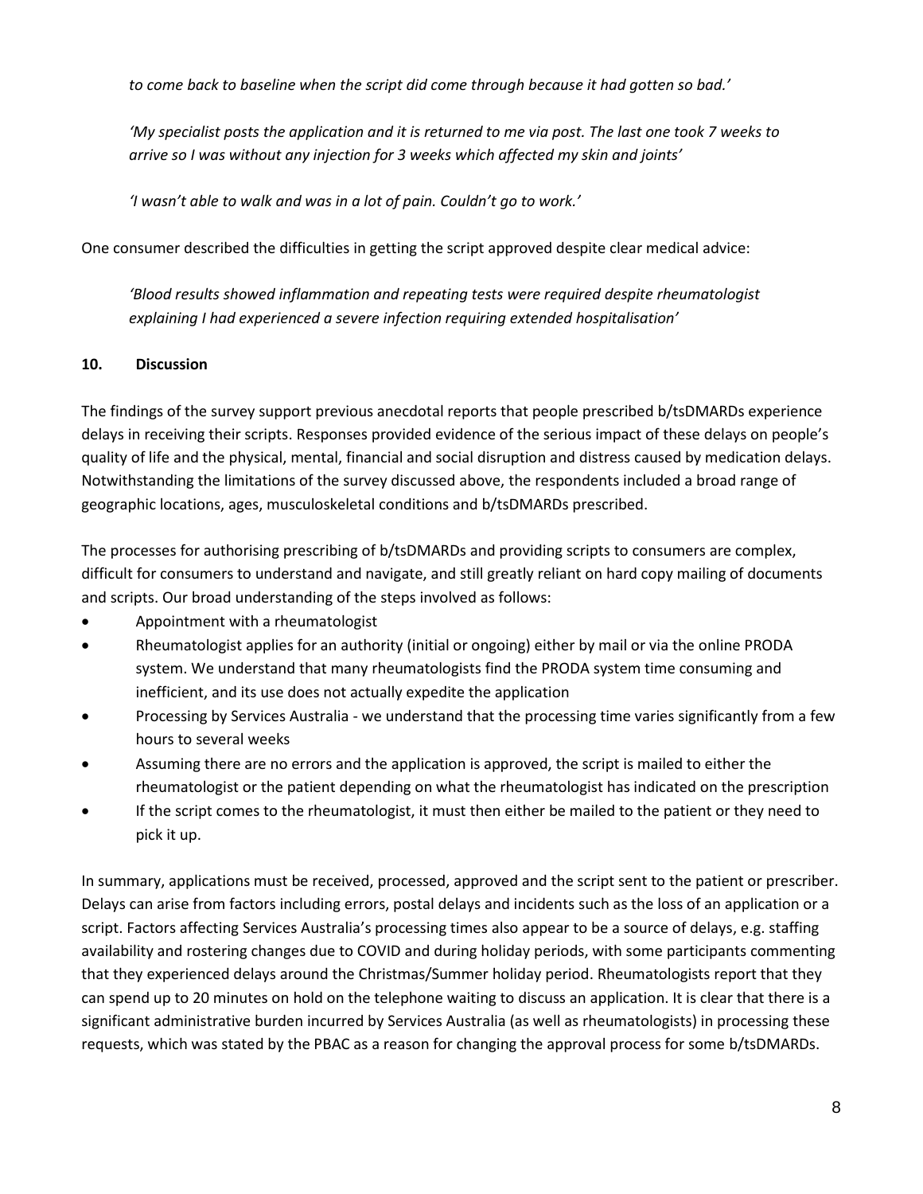*to come back to baseline when the script did come through because it had gotten so bad.'*

*'My specialist posts the application and it is returned to me via post. The last one took 7 weeks to arrive so I was without any injection for 3 weeks which affected my skin and joints'*

*'I wasn't able to walk and was in a lot of pain. Couldn't go to work.'*

One consumer described the difficulties in getting the script approved despite clear medical advice:

*'Blood results showed inflammation and repeating tests were required despite rheumatologist explaining I had experienced a severe infection requiring extended hospitalisation'*

## 10. Discussion

The findings of the survey support previous anecdotal reports that people prescribed b/tsDMARDs experience delays in receiving their scripts. Responses provided evidence of the serious impact of these delays on people's quality of life and the physical, mental, financial and social disruption and distress caused by medication delays. Notwithstanding the limitations of the survey discussed above, the respondents included a broad range of geographic locations, ages, musculoskeletal conditions and b/tsDMARDs prescribed.

The processes for authorising prescribing of b/tsDMARDs and providing scripts to consumers are complex, difficult for consumers to understand and navigate, and still greatly reliant on hard copy mailing of documents and scripts. Our broad understanding of the steps involved as follows:

- Appointment with a rheumatologist
- Rheumatologist applies for an authority (initial or ongoing) either by mail or via the online PRODA system. We understand that many rheumatologists find the PRODA system time consuming and inefficient, and its use does not actually expedite the application
- Processing by Services Australia - we understand that the processing time varies significantly from a few hours to several weeks
- Assuming there are no errors and the application is approved, the script is mailed to either the rheumatologist or the patient depending on what the rheumatologist has indicated on the prescription
- If the script comes to the rheumatologist, it must then either be mailed to the patient or they need to pick it up.

In summary, applications must be received, processed, approved and the script sent to the patient or prescriber. Delays can arise from factors including errors, postal delays and incidents such as the loss of an application or a script. Factors affecting Services Australia's processing times also appear to be a source of delays, e.g. staffing availability and rostering changes due to COVID and during holiday periods, with some participants commenting that they experienced delays around the Christmas/Summer holiday period. Rheumatologists report that they can spend up to 20 minutes on hold on the telephone waiting to discuss an application. It is clear that there is a significant administrative burden incurred by Services Australia (as well as rheumatologists) in processing these requests, which was stated by the PBAC as a reason for changing the approval process for some b/tsDMARDs.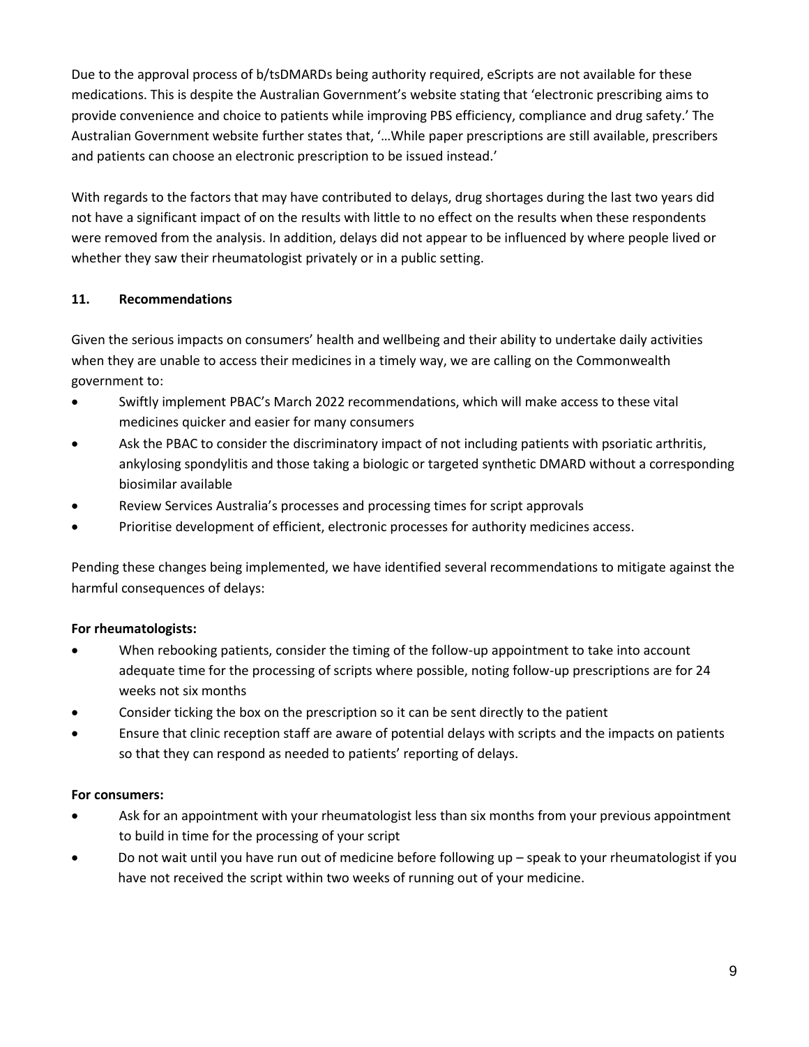Due to the approval process of b/tsDMARDs being authority required, eScripts are not available for these medications. This is despite the Australian Government's website stating that 'electronic prescribing aims to provide convenience and choice to patients while improving PBS efficiency, compliance and drug safety.' The Australian Government website further states that, '…While paper prescriptions are still available, prescribers and patients can choose an electronic prescription to be issued instead.'

With regards to the factors that may have contributed to delays, drug shortages during the last two years did not have a significant impact of on the results with little to no effect on the results when these respondents were removed from the analysis. In addition, delays did not appear to be influenced by where people lived or whether they saw their rheumatologist privately or in a public setting.

## 11. Recommendations

Given the serious impacts on consumers' health and wellbeing and their ability to undertake daily activities when they are unable to access their medicines in a timely way, we are calling on the Commonwealth government to:

- Swiftly implement PBAC's March 2022 recommendations, which will make access to these vital medicines quicker and easier for many consumers
- Ask the PBAC to consider the discriminatory impact of not including patients with psoriatic arthritis, ankylosing spondylitis and those taking a biologic or targeted synthetic DMARD without a corresponding biosimilar available
- Review Services Australia's processes and processing times for script approvals
- Prioritise development of efficient, electronic processes for authority medicines access.

Pending these changes being implemented, we have identified several recommendations to mitigate against the harmful consequences of delays:

**For rheumatologists:**

- When rebooking patients, consider the timing of the follow-up appointment to take into account adequate time for the processing of scripts where possible, noting follow-up prescriptions are for 24 weeks not six months
- Consider ticking the box on the prescription so it can be sent directly to the patient
- Ensure that clinic reception staff are aware of potential delays with scripts and the impacts on patients so that they can respond as needed to patients' reporting of delays.

**For consumers:**

- Ask for an appointment with your rheumatologist less than six months from your previous appointment to build in time for the processing of your script
- Do not wait until you have run out of medicine before following up – speak to your rheumatologist if you have not received the script within two weeks of running out of your medicine.